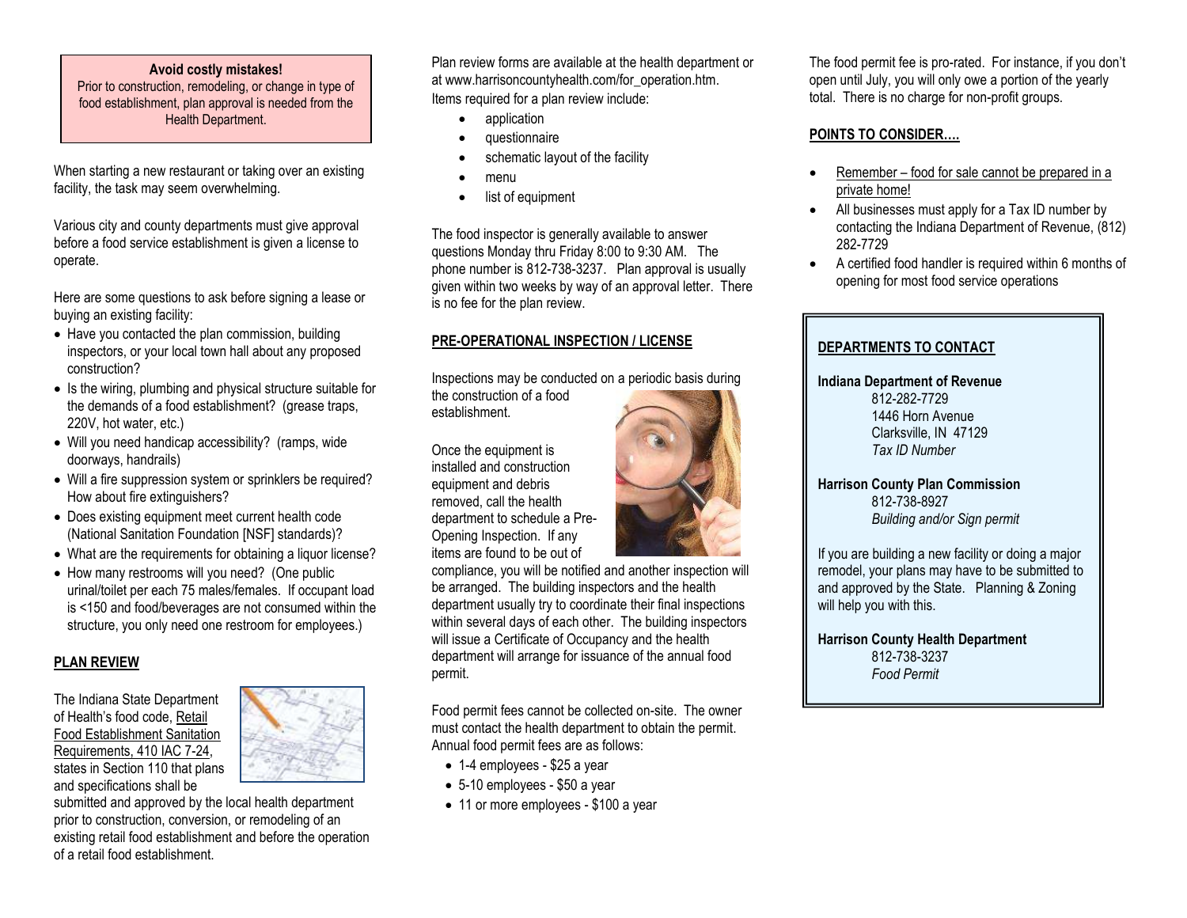**Avoid costly mistakes!**
Prior to construction, remodeling, or change in type of food establishment, plan approval is needed from the Health Department.

When starting a new restaurant or taking over an existing facility, the task may seem overwhelming.

Various city and county departments must give approval before a food service establishment is given a license to operate.

Here are some questions to ask before signing a lease or buying an existing facility:

- Have you contacted the plan commission, building inspectors, or your local town hall about any proposed construction?
- Is the wiring, plumbing and physical structure suitable for the demands of a food establishment? (grease traps, 220V, hot water, etc.)
- Will you need handicap accessibility? (ramps, wide doorways, handrails)
- Will a fire suppression system or sprinklers be required? How about fire extinguishers?
- Does existing equipment meet current health code (National Sanitation Foundation [NSF] standards)?
- What are the requirements for obtaining a liquor license?
- How many restrooms will you need? (One public urinal/toilet per each 75 males/females. If occupant load is <150 and food/beverages are not consumed within the structure, you only need one restroom for employees.)

## PLAN REVIEW

The Indiana State Department of Health's food code, Retail Food Establishment Sanitation Requirements, 410 IAC 7-24, states in Section 110 that plans and specifications shall be submitted and approved by the local health department prior to construction, conversion, or remodeling of an existing retail food establishment and before the operation of a retail food establishment.

Plan review forms are available at the health department or at www.harrisoncountyhealth.com/for_operation.htm. Items required for a plan review include:

- application
- questionnaire
- schematic layout of the facility
- menu
- list of equipment

The food inspector is generally available to answer questions Monday thru Friday 8:00 to 9:30 AM. The phone number is 812-738-3237. Plan approval is usually given within two weeks by way of an approval letter. There is no fee for the plan review.

## PRE-OPERATIONAL INSPECTION / LICENSE

Inspections may be conducted on a periodic basis during the construction of a food establishment.

Once the equipment is installed and construction equipment and debris removed, call the health department to schedule a Pre-Opening Inspection. If any items are found to be out of compliance, you will be notified and another inspection will be arranged. The building inspectors and the health department usually try to coordinate their final inspections within several days of each other. The building inspectors will issue a Certificate of Occupancy and the health department will arrange for issuance of the annual food permit.

Food permit fees cannot be collected on-site. The owner must contact the health department to obtain the permit. Annual food permit fees are as follows:

- 1-4 employees - $25 a year
- 5-10 employees - $50 a year
- 11 or more employees - $100 a year

The food permit fee is pro-rated. For instance, if you don't open until July, you will only owe a portion of the yearly total. There is no charge for non-profit groups.

## POINTS TO CONSIDER….

- Remember – food for sale cannot be prepared in a private home!
- All businesses must apply for a Tax ID number by contacting the Indiana Department of Revenue, (812) 282-7729
- A certified food handler is required within 6 months of opening for most food service operations

## DEPARTMENTS TO CONTACT

**Indiana Department of Revenue**
812-282-7729
1446 Horn Avenue
Clarksville, IN 47129
*Tax ID Number*

**Harrison County Plan Commission**
812-738-8927
*Building and/or Sign permit*

If you are building a new facility or doing a major remodel, your plans may have to be submitted to and approved by the State. Planning & Zoning will help you with this.

**Harrison County Health Department**
812-738-3237
*Food Permit*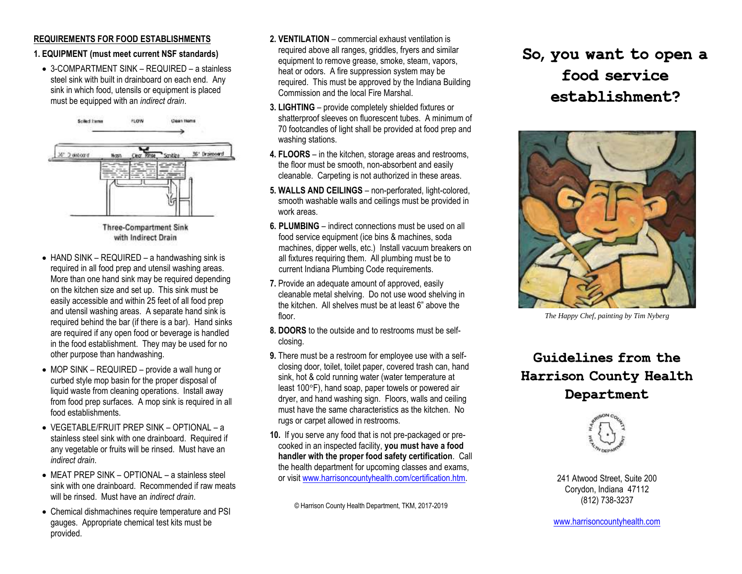## REQUIREMENTS FOR FOOD ESTABLISHMENTS

### 1. EQUIPMENT (must meet current NSF standards)

- 3-COMPARTMENT SINK – REQUIRED – a stainless steel sink with built in drainboard on each end. Any sink in which food, utensils or equipment is placed must be equipped with an *indirect drain*.

Soiled Items FLOW Clean Items

36" Drainboard Wash Clear Rinse Sanitize 36" Drainboard

Three-Compartment Sink with Indirect Drain

- HAND SINK – REQUIRED – a handwashing sink is required in all food prep and utensil washing areas. More than one hand sink may be required depending on the kitchen size and set up. This sink must be easily accessible and within 25 feet of all food prep and utensil washing areas. A separate hand sink is required behind the bar (if there is a bar). Hand sinks are required if any open food or beverage is handled in the food establishment. They may be used for no other purpose than handwashing.
- MOP SINK – REQUIRED – provide a wall hung or curbed style mop basin for the proper disposal of liquid waste from cleaning operations. Install away from food prep surfaces. A mop sink is required in all food establishments.
- VEGETABLE/FRUIT PREP SINK – OPTIONAL – a stainless steel sink with one drainboard. Required if any vegetable or fruits will be rinsed. Must have an *indirect drain*.
- MEAT PREP SINK – OPTIONAL – a stainless steel sink with one drainboard. Recommended if raw meats will be rinsed. Must have an *indirect drain*.
- Chemical dishmachines require temperature and PSI gauges. Appropriate chemical test kits must be provided.

**2. VENTILATION** – commercial exhaust ventilation is required above all ranges, griddles, fryers and similar equipment to remove grease, smoke, steam, vapors, heat or odors. A fire suppression system may be required. This must be approved by the Indiana Building Commission and the local Fire Marshal.

**3. LIGHTING** – provide completely shielded fixtures or shatterproof sleeves on fluorescent tubes. A minimum of 70 footcandles of light shall be provided at food prep and washing stations.

**4. FLOORS** – in the kitchen, storage areas and restrooms, the floor must be smooth, non-absorbent and easily cleanable. Carpeting is not authorized in these areas.

**5. WALLS AND CEILINGS** – non-perforated, light-colored, smooth washable walls and ceilings must be provided in work areas.

**6. PLUMBING** – indirect connections must be used on all food service equipment (ice bins & machines, soda machines, dipper wells, etc.) Install vacuum breakers on all fixtures requiring them. All plumbing must be to current Indiana Plumbing Code requirements.

**7.** Provide an adequate amount of approved, easily cleanable metal shelving. Do not use wood shelving in the kitchen. All shelves must be at least 6" above the floor.

**8. DOORS** to the outside and to restrooms must be self-closing.

**9.** There must be a restroom for employee use with a self-closing door, toilet, toilet paper, covered trash can, hand sink, hot & cold running water (water temperature at least 100°F), hand soap, paper towels or powered air dryer, and hand washing sign. Floors, walls and ceiling must have the same characteristics as the kitchen. No rugs or carpet allowed in restrooms.

**10.** If you serve any food that is not pre-packaged or pre-cooked in an inspected facility, **you must have a food handler with the proper food safety certification**. Call the health department for upcoming classes and exams, or visit www.harrisoncountyhealth.com/certification.htm.

© Harrison County Health Department, TKM, 2017-2019

# So, you want to open a food service establishment?

*The Happy Chef, painting by Tim Nyberg*

## Guidelines from the Harrison County Health Department

241 Atwood Street, Suite 200
Corydon, Indiana 47112
(812) 738-3237

www.harrisoncountyhealth.com